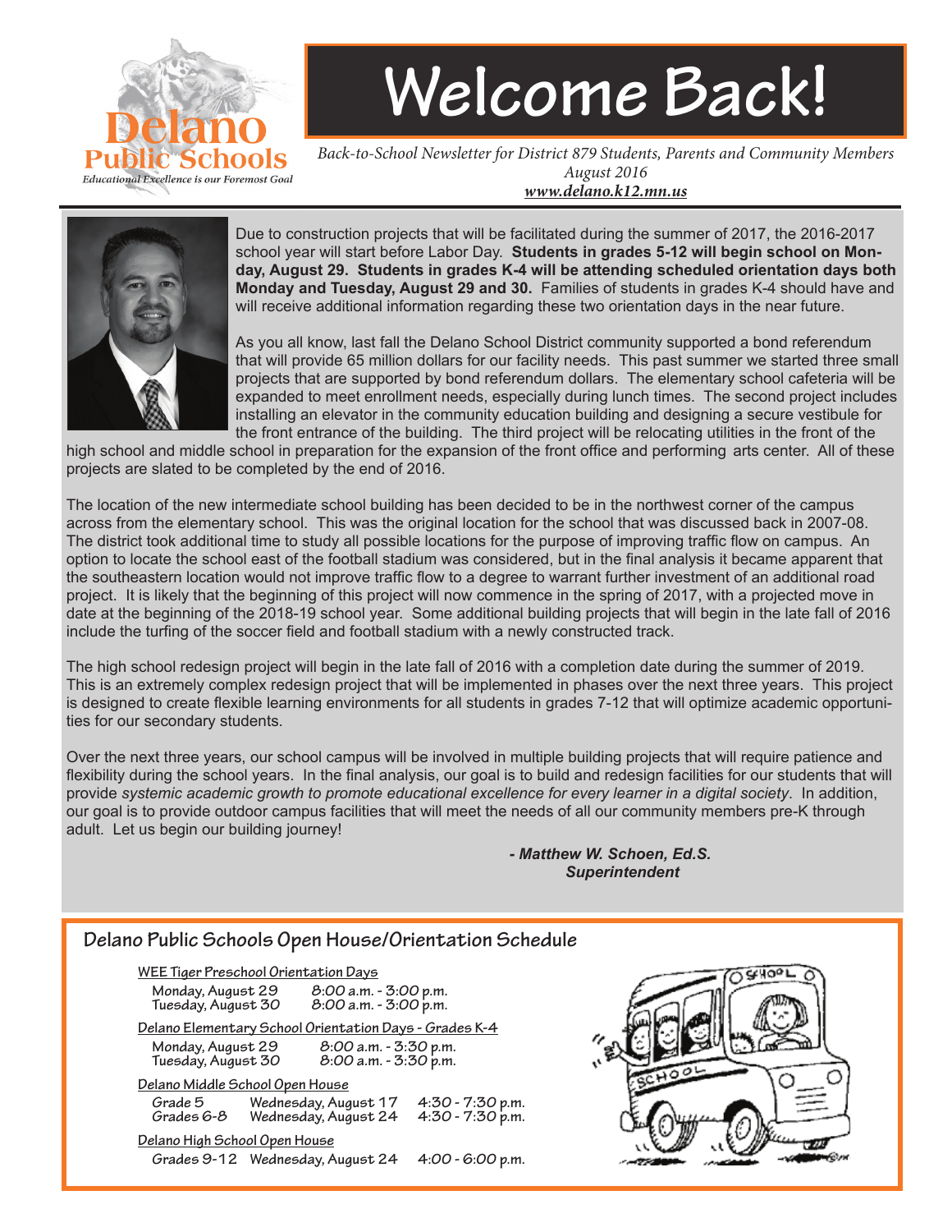Delano Public Schools

*Educational Excellence is our Foremost Goal*

# Welcome Back!

*Back-to-School Newsletter for District 879 Students, Parents and Community Members*
*August 2016*
***www.delano.k12.mn.us***

Due to construction projects that will be facilitated during the summer of 2017, the 2016-2017 school year will start before Labor Day. **Students in grades 5-12 will begin school on Monday, August 29. Students in grades K-4 will be attending scheduled orientation days both Monday and Tuesday, August 29 and 30.** Families of students in grades K-4 should have and will receive additional information regarding these two orientation days in the near future.

As you all know, last fall the Delano School District community supported a bond referendum that will provide 65 million dollars for our facility needs. This past summer we started three small projects that are supported by bond referendum dollars. The elementary school cafeteria will be expanded to meet enrollment needs, especially during lunch times. The second project includes installing an elevator in the community education building and designing a secure vestibule for the front entrance of the building. The third project will be relocating utilities in the front of the high school and middle school in preparation for the expansion of the front office and performing arts center. All of these projects are slated to be completed by the end of 2016.

The location of the new intermediate school building has been decided to be in the northwest corner of the campus across from the elementary school. This was the original location for the school that was discussed back in 2007-08. The district took additional time to study all possible locations for the purpose of improving traffic flow on campus. An option to locate the school east of the football stadium was considered, but in the final analysis it became apparent that the southeastern location would not improve traffic flow to a degree to warrant further investment of an additional road project. It is likely that the beginning of this project will now commence in the spring of 2017, with a projected move in date at the beginning of the 2018-19 school year. Some additional building projects that will begin in the late fall of 2016 include the turfing of the soccer field and football stadium with a newly constructed track.

The high school redesign project will begin in the late fall of 2016 with a completion date during the summer of 2019. This is an extremely complex redesign project that will be implemented in phases over the next three years. This project is designed to create flexible learning environments for all students in grades 7-12 that will optimize academic opportunities for our secondary students.

Over the next three years, our school campus will be involved in multiple building projects that will require patience and flexibility during the school years. In the final analysis, our goal is to build and redesign facilities for our students that will provide *systemic academic growth to promote educational excellence for every learner in a digital society*. In addition, our goal is to provide outdoor campus facilities that will meet the needs of all our community members pre-K through adult. Let us begin our building journey!

***- Matthew W. Schoen, Ed.S.***
***Superintendent***

## Delano Public Schools Open House/Orientation Schedule

**WEE Tiger Preschool Orientation Days**

| | |
|---|---|
| Monday, August 29 | 8:00 a.m. - 3:00 p.m. |
| Tuesday, August 30 | 8:00 a.m. - 3:00 p.m. |

**Delano Elementary School Orientation Days - Grades K-4**

| | |
|---|---|
| Monday, August 29 | 8:00 a.m. - 3:30 p.m. |
| Tuesday, August 30 | 8:00 a.m. - 3:30 p.m. |

**Delano Middle School Open House**

| | | |
|---|---|---|
| Grade 5 | Wednesday, August 17 | 4:30 - 7:30 p.m. |
| Grades 6-8 | Wednesday, August 24 | 4:30 - 7:30 p.m. |

**Delano High School Open House**

| | | |
|---|---|---|
| Grades 9-12 | Wednesday, August 24 | 4:00 - 6:00 p.m. |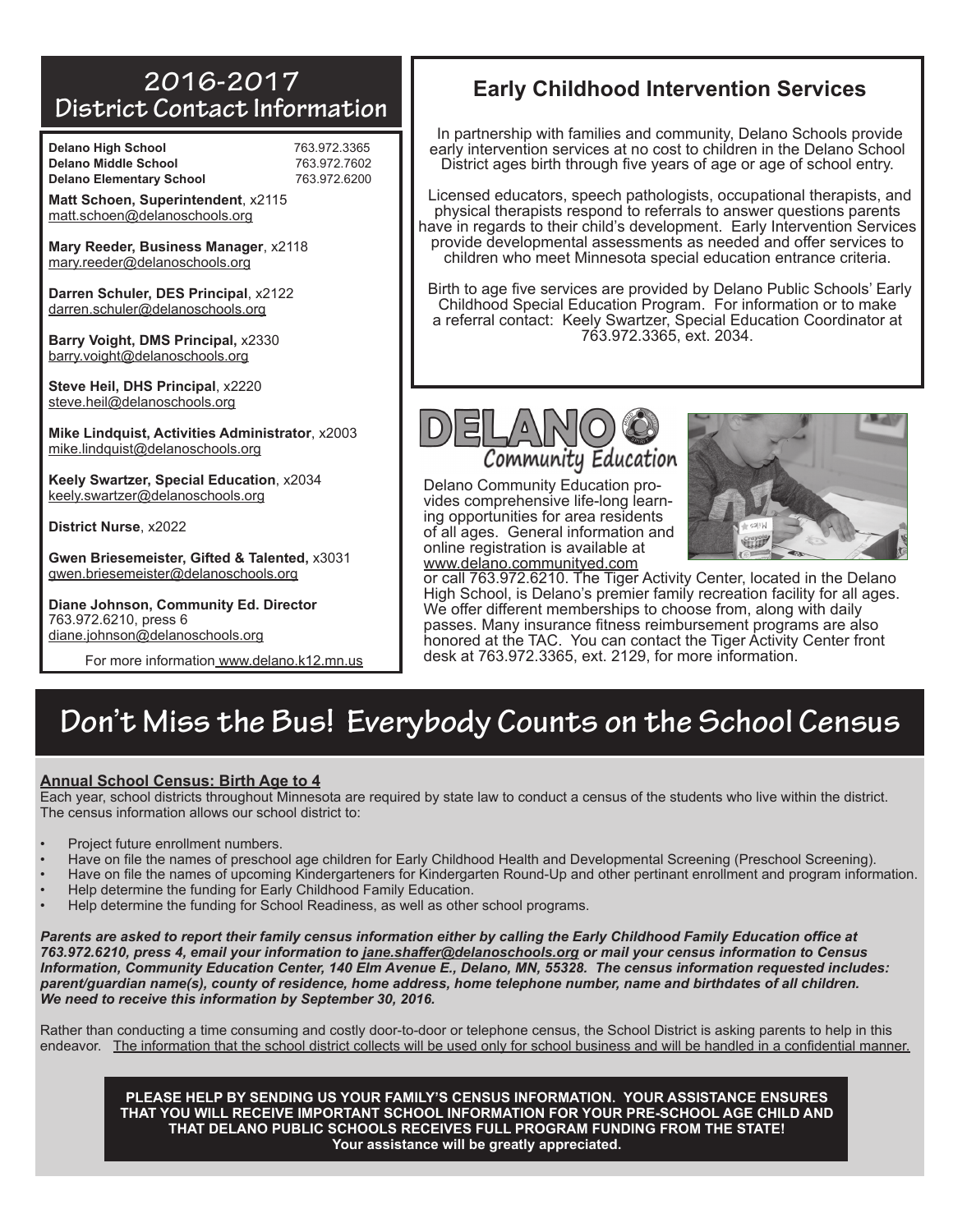## 2016-2017 District Contact Information

| | |
|---|---|
| **Delano High School** | 763.972.3365 |
| **Delano Middle School** | 763.972.7602 |
| **Delano Elementary School** | 763.972.6200 |

**Matt Schoen, Superintendent**, x2115
matt.schoen@delanoschools.org

**Mary Reeder, Business Manager**, x2118
mary.reeder@delanoschools.org

**Darren Schuler, DES Principal**, x2122
darren.schuler@delanoschools.org

**Barry Voight, DMS Principal,** x2330
barry.voight@delanoschools.org

**Steve Heil, DHS Principal**, x2220
steve.heil@delanoschools.org

**Mike Lindquist, Activities Administrator**, x2003
mike.lindquist@delanoschools.org

**Keely Swartzer, Special Education**, x2034
keely.swartzer@delanoschools.org

**District Nurse**, x2022

**Gwen Briesemeister, Gifted & Talented,** x3031
gwen.briesemeister@delanoschools.org

**Diane Johnson, Community Ed. Director**
763.972.6210, press 6
diane.johnson@delanoschools.org

For more information www.delano.k12.mn.us

## Early Childhood Intervention Services

In partnership with families and community, Delano Schools provide early intervention services at no cost to children in the Delano School District ages birth through five years of age or age of school entry.

Licensed educators, speech pathologists, occupational therapists, and physical therapists respond to referrals to answer questions parents have in regards to their child's development. Early Intervention Services provide developmental assessments as needed and offer services to children who meet Minnesota special education entrance criteria.

Birth to age five services are provided by Delano Public Schools' Early Childhood Special Education Program. For information or to make a referral contact: Keely Swartzer, Special Education Coordinator at 763.972.3365, ext. 2034.

## DELANO Community Education

Delano Community Education provides comprehensive life-long learning opportunities for area residents of all ages. General information and online registration is available at www.delano.communityed.com or call 763.972.6210. The Tiger Activity Center, located in the Delano High School, is Delano's premier family recreation facility for all ages. We offer different memberships to choose from, along with daily passes. Many insurance fitness reimbursement programs are also honored at the TAC. You can contact the Tiger Activity Center front desk at 763.972.3365, ext. 2129, for more information.

# Don't Miss the Bus! Everybody Counts on the School Census

**Annual School Census: Birth Age to 4**

Each year, school districts throughout Minnesota are required by state law to conduct a census of the students who live within the district. The census information allows our school district to:

- Project future enrollment numbers.
- Have on file the names of preschool age children for Early Childhood Health and Developmental Screening (Preschool Screening).
- Have on file the names of upcoming Kindergarteners for Kindergarten Round-Up and other pertinant enrollment and program information.
- Help determine the funding for Early Childhood Family Education.
- Help determine the funding for School Readiness, as well as other school programs.

***Parents are asked to report their family census information either by calling the Early Childhood Family Education office at 763.972.6210, press 4, email your information to jane.shaffer@delanoschools.org or mail your census information to Census Information, Community Education Center, 140 Elm Avenue E., Delano, MN, 55328. The census information requested includes: parent/guardian name(s), county of residence, home address, home telephone number, name and birthdates of all children. We need to receive this information by September 30, 2016.***

Rather than conducting a time consuming and costly door-to-door or telephone census, the School District is asking parents to help in this endeavor. The information that the school district collects will be used only for school business and will be handled in a confidential manner.

**PLEASE HELP BY SENDING US YOUR FAMILY'S CENSUS INFORMATION. YOUR ASSISTANCE ENSURES THAT YOU WILL RECEIVE IMPORTANT SCHOOL INFORMATION FOR YOUR PRE-SCHOOL AGE CHILD AND THAT DELANO PUBLIC SCHOOLS RECEIVES FULL PROGRAM FUNDING FROM THE STATE!**
**Your assistance will be greatly appreciated.**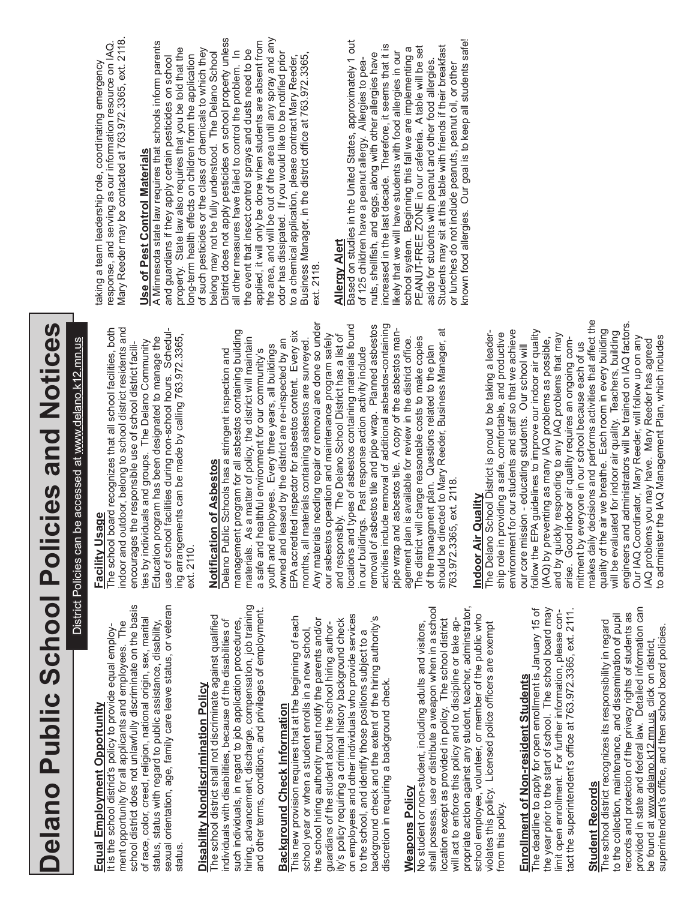# Delano Public School Policies and Notices

District Policies can be accessed at www.delano.k12.mn.us

## Equal Employment Opportunity

It is the school district's policy to provide equal employment opportunity for all applicants and employees. The school district does not unlawfully discriminate on the basis of race, color, creed, religion, national origin, sex, marital status, status with regard to public assistance, disability, sexual orientation, age, family care leave status, or veteran status.

## Disability Nondiscrimination Policy

The school district shall not discriminate against qualified individuals with disabilities, because of the disabilities of such individuals, in regard to job application procedures, hiring, advancement, discharge, compensation, job training and other terms, conditions, and privileges of employment.

## Background Check Information

This new provision requires that at the beginning of each school year or when a student enrolls in a new school, the school hiring authority must notify the parents and/or guardians of the student about the school hiring authority's policy requiring a criminal history background check on employees and other individuals who provide services to the school, and identify those positions subject to a background check and the extent of the hiring authority's discretion in requiring a background check.

## Weapons Policy

No student or non-student, including adults and visitors, shall possess, use or distribute a weapon when in a school location except as provided in policy. The school district will act to enforce this policy and to discipline or take appropriate action against any student, teacher, adminstrator, school employee, volunteer, or member of the public who violates this policy. Licensed police officers are exempt from this policy.

## Enrollment of Non-resident Students

The deadline to apply for open enrollment is January 15 of the year prior to the start of school. The school board may limit open enrollment. For further information, please contact the superintendent's office at 763.972.3365, ext. 2111.

## Student Records

The school district recognizes its responsibility in regard to the collection, maintenance, and dissemination of pupil records and protection of the privacy rights of students as provided in state and federal law. Detailed information can be found at www.delano.k12.mn.us, click on district, superintendent's office, and then school board policies.

## Facility Usage

The school board recognizes that all school facilities, both indoor and outdoor, belong to school district residents and encourages the responsible use of school district facilities by individuals and groups. The Delano Community Education program has been designated to manage the use of school facilities during non-school hours. Scheduling arrangements can be made by calling 763.972.3365, ext. 2110.

## Notification of Asbestos

Delano Public Schools has a stringent inspection and management program for all asbestos containing building materials. As a matter of policy, the district will maintain a safe and healthful environment for our community's youth and employees. Every three years, all buildings owned and leased by the district are re-inspected by an EPA accredited inspector for asbestos content. Every six months, all materials containing asbestos are surveyed. Any materials needing repair or removal are done so under our asbestos operation and maintenance program safely and responsibly. The Delano School District has a list of locations and types of asbestos containing materials found in our buildings. Past response action activity include removal of asbestos tile and pipe wrap. Planned asbestos activities include removal of additional asbestos-containing pipe wrap and asbestos tile. A copy of the asbestos management plan is available for review in the district office. The district will charge reasonable costs to make copies of the managment plan. Questions related to the plan should be directed to Mary Reeder, Business Manager, at 763.972.3365, ext. 2118.

## Indoor Air Quality

The Delano School District is proud to be taking a leadership role in providing a safe, comfortable, and productive environment for our students and staff so that we achieve our core mission - educating students. Our school will follow the EPA guidelines to improve our indoor air quality (IAQ) by preventing as many IAQ problems as possible, and by quickly responding to any IAQ problems that may arise. Good indoor air quality requires an ongoing commitment by everyone in our school because each of us makes daily decisions and performs activities that affect the quality of the air we breathe. Each room in every building will be evaluated for indoor air quality. Teachers, building engineers and administrators will be trained on IAQ factors. Our IAQ Coordinator, Mary Reeder, will follow up on any IAQ problems you may have. Mary Reeder has agreed to administer the IAQ Management Plan, which includes taking a team leadership role, coordinating emergency response, and serving as our information resource on IAQ. Mary Reeder may be contacted at 763.972.3365, ext. 2118.

## Use of Pest Control Materials

A Minnesota state law requires that schools inform parents and guardians if they apply certain pesticides on school property. State law also requires that you be told that the long-term health effects on children from the application of such pesticides or the class of chemicals to which they belong may not be fully understood. The Delano School District does not apply pesticides on school property unless all other measures have failed to control the problem. In the event that insect control sprays and dusts need to be applied, it will only be done when students are absent from the area, and will be out of the area until any spray and any odor has dissipated. If you would like to be notified prior to a chemical application, please contract Mary Reeder, Business Manager, in the district office at 763.972.3365, ext. 2118.

## Allergy Alert

Based on studies in the United States, approximately 1 out of 125 children have a peanut allergy. Allergies to peanuts, shellfish, and eggs, along with other allergies have increased in the last decade. Therefore, it seems that it is likely that we will have students with food allergies in our school system. Beginning this fall we are implementing a PEANUT-FREE ZONE in our cafeteria. A table will be set aside for students with peanut and other food allergies. Students may sit at this table with friends if their breakfast or lunches do not include peanuts, peanut oil, or other known food allergies. Our goal is to keep all students safe!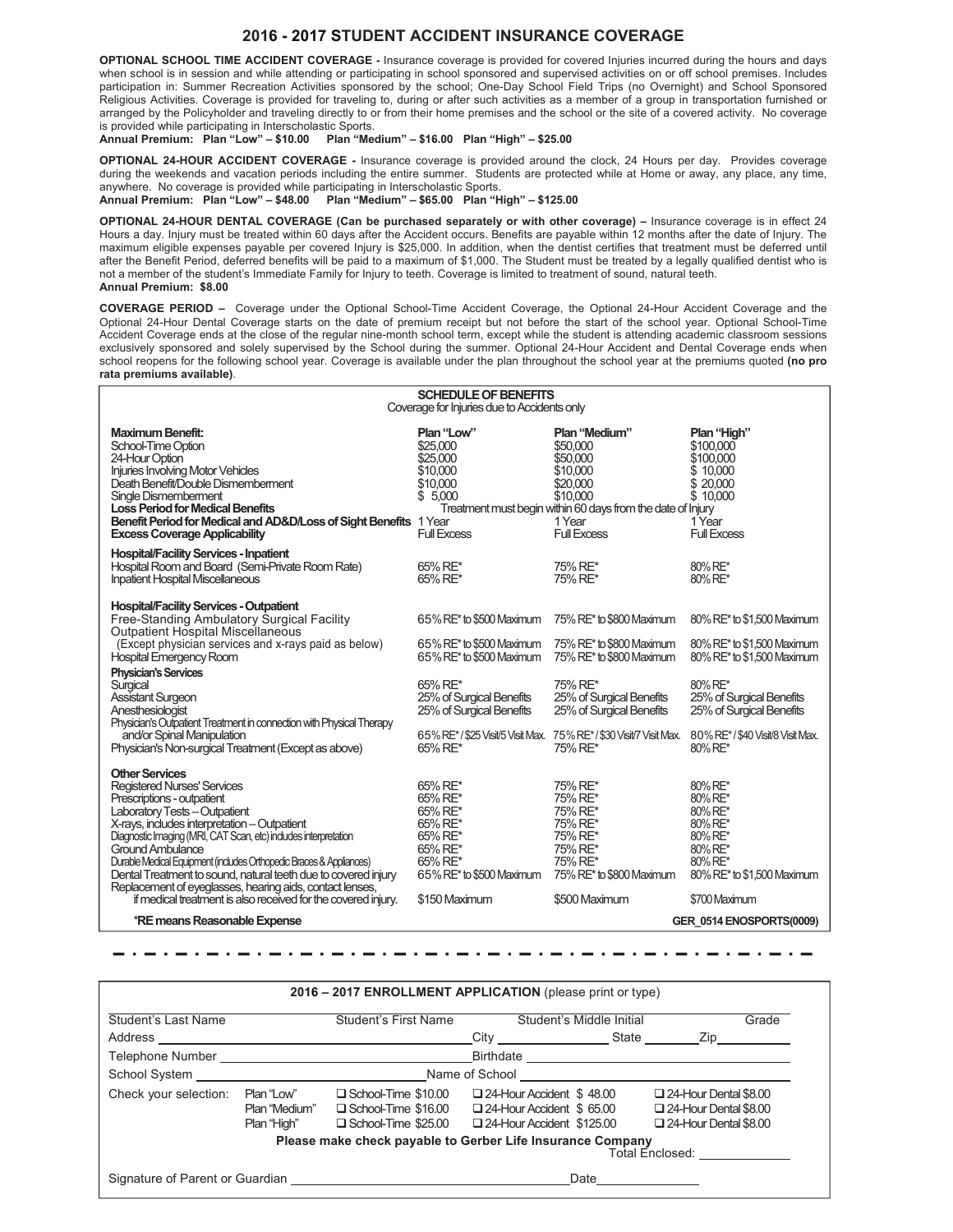# 2016 - 2017 STUDENT ACCIDENT INSURANCE COVERAGE

**OPTIONAL SCHOOL TIME ACCIDENT COVERAGE -** Insurance coverage is provided for covered Injuries incurred during the hours and days when school is in session and while attending or participating in school sponsored and supervised activities on or off school premises. Includes participation in: Summer Recreation Activities sponsored by the school; One-Day School Field Trips (no Overnight) and School Sponsored Religious Activities. Coverage is provided for traveling to, during or after such activities as a member of a group in transportation furnished or arranged by the Policyholder and traveling directly to or from their home premises and the school or the site of a covered activity. No coverage is provided while participating in Interscholastic Sports.
**Annual Premium: Plan "Low" – $10.00 Plan "Medium" – $16.00 Plan "High" – $25.00**

**OPTIONAL 24-HOUR ACCIDENT COVERAGE -** Insurance coverage is provided around the clock, 24 Hours per day. Provides coverage during the weekends and vacation periods including the entire summer. Students are protected while at Home or away, any place, any time, anywhere. No coverage is provided while participating in Interscholastic Sports.
**Annual Premium: Plan "Low" – $48.00 Plan "Medium" – $65.00 Plan "High" – $125.00**

**OPTIONAL 24-HOUR DENTAL COVERAGE (Can be purchased separately or with other coverage) –** Insurance coverage is in effect 24 Hours a day. Injury must be treated within 60 days after the Accident occurs. Benefits are payable within 12 months after the date of Injury. The maximum eligible expenses payable per covered Injury is $25,000. In addition, when the dentist certifies that treatment must be deferred until after the Benefit Period, deferred benefits will be paid to a maximum of $1,000. The Student must be treated by a legally qualified dentist who is not a member of the student's Immediate Family for Injury to teeth. Coverage is limited to treatment of sound, natural teeth.
**Annual Premium: $8.00**

**COVERAGE PERIOD –** Coverage under the Optional School-Time Accident Coverage, the Optional 24-Hour Accident Coverage and the Optional 24-Hour Dental Coverage starts on the date of premium receipt but not before the start of the school year. Optional School-Time Accident Coverage ends at the close of the regular nine-month school term, except while the student is attending academic classroom sessions exclusively sponsored and solely supervised by the School during the summer. Optional 24-Hour Accident and Dental Coverage ends when school reopens for the following school year. Coverage is available under the plan throughout the school year at the premiums quoted **(no pro rata premiums available)**.

**SCHEDULE OF BENEFITS**
Coverage for Injuries due to Accidents only

| **Maximum Benefit:** | **Plan "Low"** | **Plan "Medium"** | **Plan "High"** |
|---|---|---|---|
| School-Time Option | $25,000 | $50,000 | $100,000 |
| 24-Hour Option | $25,000 | $50,000 | $100,000 |
| Injuries Involving Motor Vehicles | $10,000 | $10,000 | $ 10,000 |
| Death Benefit/Double Dismemberment | $10,000 | $20,000 | $ 20,000 |
| Single Dismemberment | $ 5,000 | $10,000 | $ 10,000 |
| **Loss Period for Medical Benefits** | Treatment must begin within 60 days from the date of Injury | | |
| **Benefit Period for Medical and AD&D/Loss of Sight Benefits** | 1 Year | 1 Year | 1 Year |
| **Excess Coverage Applicability** | Full Excess | Full Excess | Full Excess |
| **Hospital/Facility Services - Inpatient** | | | |
| Hospital Room and Board (Semi-Private Room Rate) | 65% RE* | 75% RE* | 80% RE* |
| Inpatient Hospital Miscellaneous | 65% RE* | 75% RE* | 80% RE* |
| **Hospital/Facility Services - Outpatient** | | | |
| Free-Standing Ambulatory Surgical Facility | 65% RE* to $500 Maximum | 75% RE* to $800 Maximum | 80% RE* to $1,500 Maximum |
| Outpatient Hospital Miscellaneous (Except physician services and x-rays paid as below) | 65% RE* to $500 Maximum | 75% RE* to $800 Maximum | 80% RE* to $1,500 Maximum |
| Hospital Emergency Room | 65% RE* to $500 Maximum | 75% RE* to $800 Maximum | 80% RE* to $1,500 Maximum |
| **Physician's Services** | | | |
| Surgical | 65% RE* | 75% RE* | 80% RE* |
| Assistant Surgeon | 25% of Surgical Benefits | 25% of Surgical Benefits | 25% of Surgical Benefits |
| Anesthesiologist | 25% of Surgical Benefits | 25% of Surgical Benefits | 25% of Surgical Benefits |
| Physician's Outpatient Treatment in connection with Physical Therapy and/or Spinal Manipulation | 65% RE* / $25 Visit/5 Visit Max. | 75% RE* / $30 Visit/7 Visit Max. | 80% RE* / $40 Visit/8 Visit Max. |
| Physician's Non-surgical Treatment (Except as above) | 65% RE* | 75% RE* | 80% RE* |
| **Other Services** | | | |
| Registered Nurses' Services | 65% RE* | 75% RE* | 80% RE* |
| Prescriptions - outpatient | 65% RE* | 75% RE* | 80% RE* |
| Laboratory Tests – Outpatient | 65% RE* | 75% RE* | 80% RE* |
| X-rays, includes interpretation – Outpatient | 65% RE* | 75% RE* | 80% RE* |
| Diagnostic Imaging (MRI, CAT Scan, etc) includes interpretation | 65% RE* | 75% RE* | 80% RE* |
| Ground Ambulance | 65% RE* | 75% RE* | 80% RE* |
| Durable Medical Equipment (includes Orthopedic Braces & Appliances) | 65% RE* | 75% RE* | 80% RE* |
| Dental Treatment to sound, natural teeth due to covered injury | 65% RE* to $500 Maximum | 75% RE* to $800 Maximum | 80% RE* to $1,500 Maximum |
| Replacement of eyeglasses, hearing aids, contact lenses, if medical treatment is also received for the covered injury. | $150 Maximum | $500 Maximum | $700 Maximum |

**\*RE means Reasonable Expense** — **GER_0514 ENOSPORTS(0009)**

---

**2016 – 2017 ENROLLMENT APPLICATION** (please print or type)

Student's Last Name ______ Student's First Name ______ Student's Middle Initial ______ Grade ______

Address ______________________ City ____________ State ______ Zip ________

Telephone Number ______________________ Birthdate ______________________

School System ______________________ Name of School ______________________

| Check your selection: | | | | |
|---|---|---|---|---|
| | Plan "Low" | ☐ School-Time $10.00 | ☐ 24-Hour Accident $ 48.00 | ☐ 24-Hour Dental $8.00 |
| | Plan "Medium" | ☐ School-Time $16.00 | ☐ 24-Hour Accident $ 65.00 | ☐ 24-Hour Dental $8.00 |
| | Plan "High" | ☐ School-Time $25.00 | ☐ 24-Hour Accident $125.00 | ☐ 24-Hour Dental $8.00 |

**Please make check payable to Gerber Life Insurance Company**

Total Enclosed: ____________

Signature of Parent or Guardian ______________________ Date ____________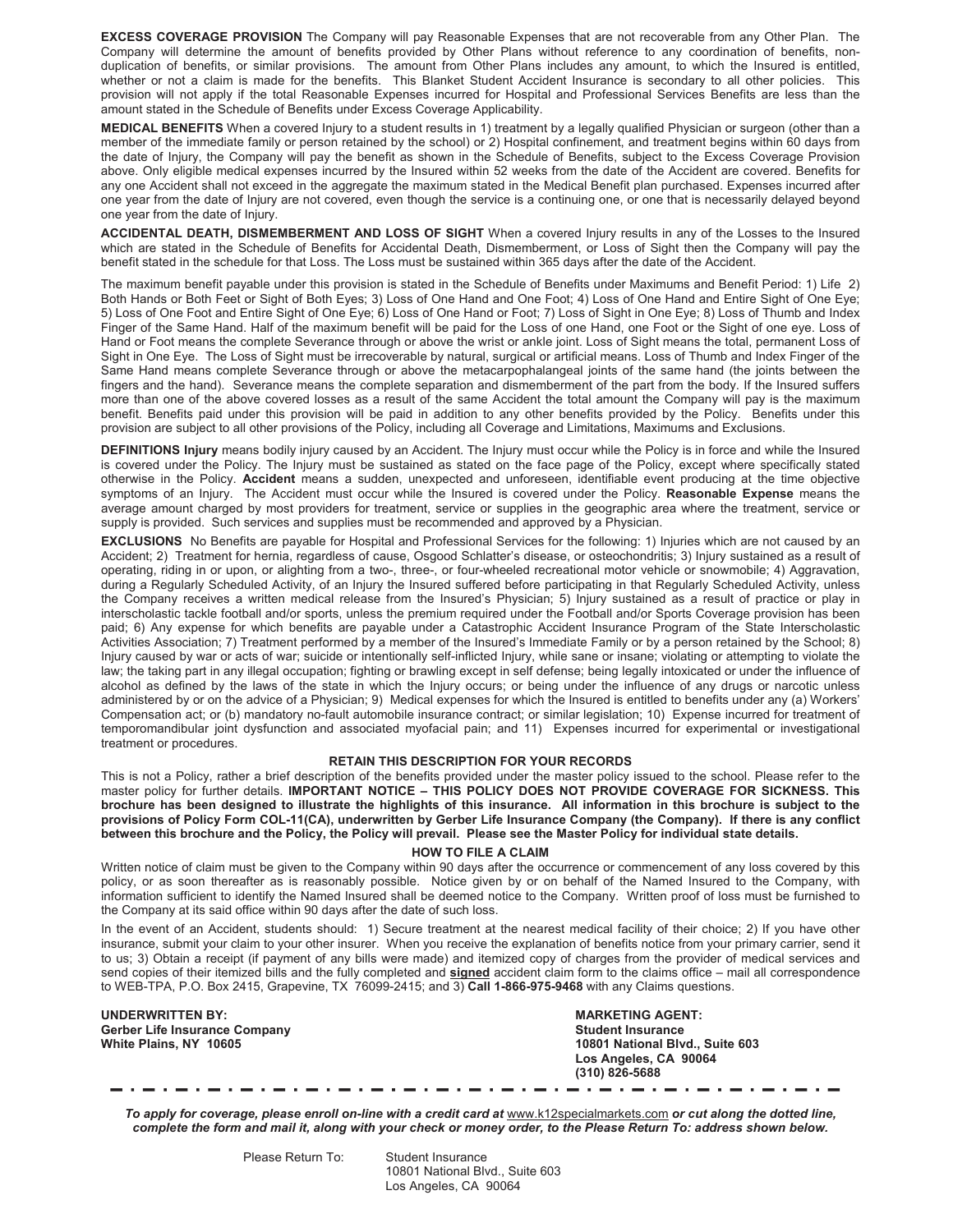**EXCESS COVERAGE PROVISION** The Company will pay Reasonable Expenses that are not recoverable from any Other Plan. The Company will determine the amount of benefits provided by Other Plans without reference to any coordination of benefits, non-duplication of benefits, or similar provisions. The amount from Other Plans includes any amount, to which the Insured is entitled, whether or not a claim is made for the benefits. This Blanket Student Accident Insurance is secondary to all other policies. This provision will not apply if the total Reasonable Expenses incurred for Hospital and Professional Services Benefits are less than the amount stated in the Schedule of Benefits under Excess Coverage Applicability.

**MEDICAL BENEFITS** When a covered Injury to a student results in 1) treatment by a legally qualified Physician or surgeon (other than a member of the immediate family or person retained by the school) or 2) Hospital confinement, and treatment begins within 60 days from the date of Injury, the Company will pay the benefit as shown in the Schedule of Benefits, subject to the Excess Coverage Provision above. Only eligible medical expenses incurred by the Insured within 52 weeks from the date of the Accident are covered. Benefits for any one Accident shall not exceed in the aggregate the maximum stated in the Medical Benefit plan purchased. Expenses incurred after one year from the date of Injury are not covered, even though the service is a continuing one, or one that is necessarily delayed beyond one year from the date of Injury.

**ACCIDENTAL DEATH, DISMEMBERMENT AND LOSS OF SIGHT** When a covered Injury results in any of the Losses to the Insured which are stated in the Schedule of Benefits for Accidental Death, Dismemberment, or Loss of Sight then the Company will pay the benefit stated in the schedule for that Loss. The Loss must be sustained within 365 days after the date of the Accident.

The maximum benefit payable under this provision is stated in the Schedule of Benefits under Maximums and Benefit Period: 1) Life 2) Both Hands or Both Feet or Sight of Both Eyes; 3) Loss of One Hand and One Foot; 4) Loss of One Hand and Entire Sight of One Eye; 5) Loss of One Foot and Entire Sight of One Eye; 6) Loss of One Hand or Foot; 7) Loss of Sight in One Eye; 8) Loss of Thumb and Index Finger of the Same Hand. Half of the maximum benefit will be paid for the Loss of one Hand, one Foot or the Sight of one eye. Loss of Hand or Foot means the complete Severance through or above the wrist or ankle joint. Loss of Sight means the total, permanent Loss of Sight in One Eye. The Loss of Sight must be irrecoverable by natural, surgical or artificial means. Loss of Thumb and Index Finger of the Same Hand means complete Severance through or above the metacarpophalangeal joints of the same hand (the joints between the fingers and the hand). Severance means the complete separation and dismemberment of the part from the body. If the Insured suffers more than one of the above covered losses as a result of the same Accident the total amount the Company will pay is the maximum benefit. Benefits paid under this provision will be paid in addition to any other benefits provided by the Policy. Benefits under this provision are subject to all other provisions of the Policy, including all Coverage and Limitations, Maximums and Exclusions.

**DEFINITIONS Injury** means bodily injury caused by an Accident. The Injury must occur while the Policy is in force and while the Insured is covered under the Policy. The Injury must be sustained as stated on the face page of the Policy, except where specifically stated otherwise in the Policy. **Accident** means a sudden, unexpected and unforeseen, identifiable event producing at the time objective symptoms of an Injury. The Accident must occur while the Insured is covered under the Policy. **Reasonable Expense** means the average amount charged by most providers for treatment, service or supplies in the geographic area where the treatment, service or supply is provided. Such services and supplies must be recommended and approved by a Physician.

**EXCLUSIONS** No Benefits are payable for Hospital and Professional Services for the following: 1) Injuries which are not caused by an Accident; 2) Treatment for hernia, regardless of cause, Osgood Schlatter's disease, or osteochondritis; 3) Injury sustained as a result of operating, riding in or upon, or alighting from a two-, three-, or four-wheeled recreational motor vehicle or snowmobile; 4) Aggravation, during a Regularly Scheduled Activity, of an Injury the Insured suffered before participating in that Regularly Scheduled Activity, unless the Company receives a written medical release from the Insured's Physician; 5) Injury sustained as a result of practice or play in interscholastic tackle football and/or sports, unless the premium required under the Football and/or Sports Coverage provision has been paid; 6) Any expense for which benefits are payable under a Catastrophic Accident Insurance Program of the State Interscholastic Activities Association; 7) Treatment performed by a member of the Insured's Immediate Family or by a person retained by the School; 8) Injury caused by war or acts of war; suicide or intentionally self-inflicted Injury, while sane or insane; violating or attempting to violate the law; the taking part in any illegal occupation; fighting or brawling except in self defense; being legally intoxicated or under the influence of alcohol as defined by the laws of the state in which the Injury occurs; or being under the influence of any drugs or narcotic unless administered by or on the advice of a Physician; 9) Medical expenses for which the Insured is entitled to benefits under any (a) Workers' Compensation act; or (b) mandatory no-fault automobile insurance contract; or similar legislation; 10) Expense incurred for treatment of temporomandibular joint dysfunction and associated myofacial pain; and 11) Expenses incurred for experimental or investigational treatment or procedures.

**RETAIN THIS DESCRIPTION FOR YOUR RECORDS**

This is not a Policy, rather a brief description of the benefits provided under the master policy issued to the school. Please refer to the master policy for further details. **IMPORTANT NOTICE – THIS POLICY DOES NOT PROVIDE COVERAGE FOR SICKNESS. This brochure has been designed to illustrate the highlights of this insurance. All information in this brochure is subject to the provisions of Policy Form COL-11(CA), underwritten by Gerber Life Insurance Company (the Company). If there is any conflict between this brochure and the Policy, the Policy will prevail. Please see the Master Policy for individual state details.**

**HOW TO FILE A CLAIM**

Written notice of claim must be given to the Company within 90 days after the occurrence or commencement of any loss covered by this policy, or as soon thereafter as is reasonably possible. Notice given by or on behalf of the Named Insured to the Company, with information sufficient to identify the Named Insured shall be deemed notice to the Company. Written proof of loss must be furnished to the Company at its said office within 90 days after the date of such loss.

In the event of an Accident, students should: 1) Secure treatment at the nearest medical facility of their choice; 2) If you have other insurance, submit your claim to your other insurer. When you receive the explanation of benefits notice from your primary carrier, send it to us; 3) Obtain a receipt (if payment of any bills were made) and itemized copy of charges from the provider of medical services and send copies of their itemized bills and the fully completed and **signed** accident claim form to the claims office – mail all correspondence to WEB-TPA, P.O. Box 2415, Grapevine, TX 76099-2415; and 3) **Call 1-866-975-9468** with any Claims questions.

**UNDERWRITTEN BY:**
**Gerber Life Insurance Company**
**White Plains, NY 10605**

**MARKETING AGENT:**
**Student Insurance**
**10801 National Blvd., Suite 603**
**Los Angeles, CA 90064**
**(310) 826-5688**

*To apply for coverage, please enroll on-line with a credit card at* www.k12specialmarkets.com *or cut along the dotted line, complete the form and mail it, along with your check or money order, to the Please Return To: address shown below.*

Please Return To: Student Insurance
10801 National Blvd., Suite 603
Los Angeles, CA 90064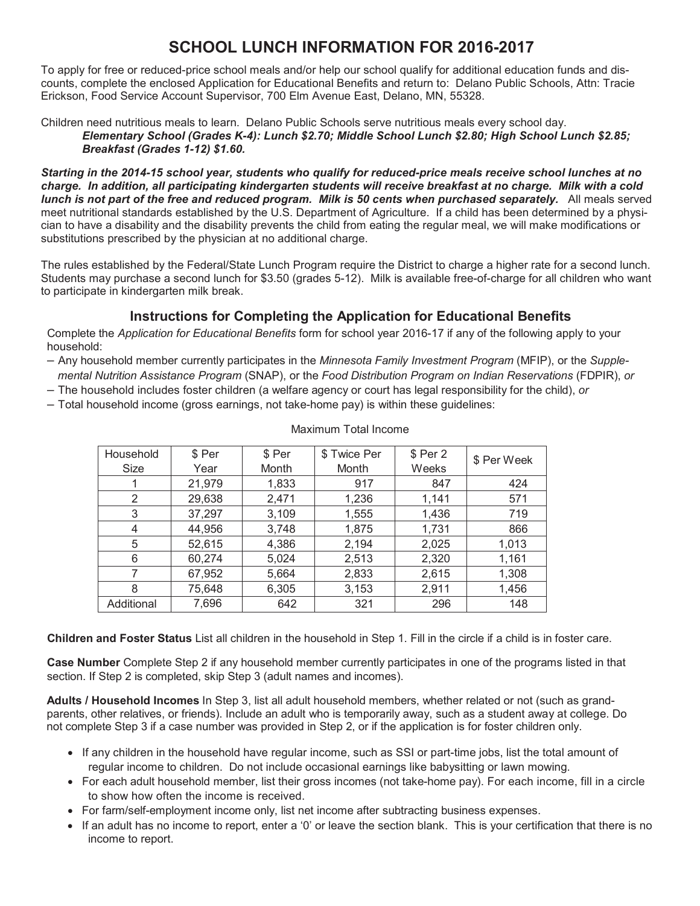# SCHOOL LUNCH INFORMATION FOR 2016-2017

To apply for free or reduced-price school meals and/or help our school qualify for additional education funds and discounts, complete the enclosed Application for Educational Benefits and return to: Delano Public Schools, Attn: Tracie Erickson, Food Service Account Supervisor, 700 Elm Avenue East, Delano, MN, 55328.

Children need nutritious meals to learn. Delano Public Schools serve nutritious meals every school day.

***Elementary School (Grades K-4): Lunch $2.70; Middle School Lunch $2.80; High School Lunch $2.85; Breakfast (Grades 1-12) $1.60.***

***Starting in the 2014-15 school year, students who qualify for reduced-price meals receive school lunches at no charge. In addition, all participating kindergarten students will receive breakfast at no charge. Milk with a cold lunch is not part of the free and reduced program. Milk is 50 cents when purchased separately.*** All meals served meet nutritional standards established by the U.S. Department of Agriculture. If a child has been determined by a physician to have a disability and the disability prevents the child from eating the regular meal, we will make modifications or substitutions prescribed by the physician at no additional charge.

The rules established by the Federal/State Lunch Program require the District to charge a higher rate for a second lunch. Students may purchase a second lunch for $3.50 (grades 5-12). Milk is available free-of-charge for all children who want to participate in kindergarten milk break.

## Instructions for Completing the Application for Educational Benefits

Complete the *Application for Educational Benefits* form for school year 2016-17 if any of the following apply to your household:

– Any household member currently participates in the *Minnesota Family Investment Program* (MFIP), or the *Supplemental Nutrition Assistance Program* (SNAP), or the *Food Distribution Program on Indian Reservations* (FDPIR), *or*

– The household includes foster children (a welfare agency or court has legal responsibility for the child), *or*

– Total household income (gross earnings, not take-home pay) is within these guidelines:

Maximum Total Income

| Household Size | $ Per Year | $ Per Month | $ Twice Per Month | $ Per 2 Weeks | $ Per Week |
|---|---|---|---|---|---|
| 1 | 21,979 | 1,833 | 917 | 847 | 424 |
| 2 | 29,638 | 2,471 | 1,236 | 1,141 | 571 |
| 3 | 37,297 | 3,109 | 1,555 | 1,436 | 719 |
| 4 | 44,956 | 3,748 | 1,875 | 1,731 | 866 |
| 5 | 52,615 | 4,386 | 2,194 | 2,025 | 1,013 |
| 6 | 60,274 | 5,024 | 2,513 | 2,320 | 1,161 |
| 7 | 67,952 | 5,664 | 2,833 | 2,615 | 1,308 |
| 8 | 75,648 | 6,305 | 3,153 | 2,911 | 1,456 |
| Additional | 7,696 | 642 | 321 | 296 | 148 |

**Children and Foster Status** List all children in the household in Step 1. Fill in the circle if a child is in foster care.

**Case Number** Complete Step 2 if any household member currently participates in one of the programs listed in that section. If Step 2 is completed, skip Step 3 (adult names and incomes).

**Adults / Household Incomes** In Step 3, list all adult household members, whether related or not (such as grandparents, other relatives, or friends). Include an adult who is temporarily away, such as a student away at college. Do not complete Step 3 if a case number was provided in Step 2, or if the application is for foster children only.

- If any children in the household have regular income, such as SSI or part-time jobs, list the total amount of regular income to children. Do not include occasional earnings like babysitting or lawn mowing.
- For each adult household member, list their gross incomes (not take-home pay). For each income, fill in a circle to show how often the income is received.
- For farm/self-employment income only, list net income after subtracting business expenses.
- If an adult has no income to report, enter a '0' or leave the section blank. This is your certification that there is no income to report.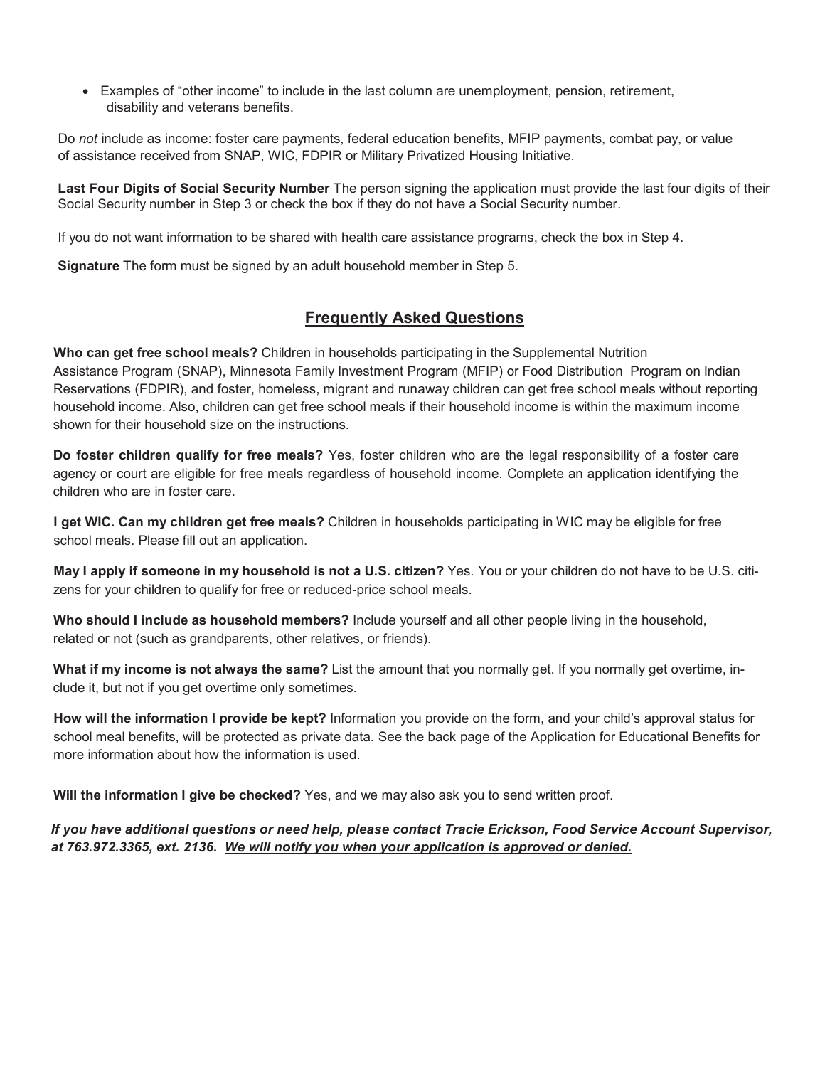- Examples of "other income" to include in the last column are unemployment, pension, retirement, disability and veterans benefits.

Do *not* include as income: foster care payments, federal education benefits, MFIP payments, combat pay, or value of assistance received from SNAP, WIC, FDPIR or Military Privatized Housing Initiative.

**Last Four Digits of Social Security Number** The person signing the application must provide the last four digits of their Social Security number in Step 3 or check the box if they do not have a Social Security number.

If you do not want information to be shared with health care assistance programs, check the box in Step 4.

**Signature** The form must be signed by an adult household member in Step 5.

## Frequently Asked Questions

**Who can get free school meals?** Children in households participating in the Supplemental Nutrition Assistance Program (SNAP), Minnesota Family Investment Program (MFIP) or Food Distribution Program on Indian Reservations (FDPIR), and foster, homeless, migrant and runaway children can get free school meals without reporting household income. Also, children can get free school meals if their household income is within the maximum income shown for their household size on the instructions.

**Do foster children qualify for free meals?** Yes, foster children who are the legal responsibility of a foster care agency or court are eligible for free meals regardless of household income. Complete an application identifying the children who are in foster care.

**I get WIC. Can my children get free meals?** Children in households participating in WIC may be eligible for free school meals. Please fill out an application.

**May I apply if someone in my household is not a U.S. citizen?** Yes. You or your children do not have to be U.S. citizens for your children to qualify for free or reduced-price school meals.

**Who should I include as household members?** Include yourself and all other people living in the household, related or not (such as grandparents, other relatives, or friends).

**What if my income is not always the same?** List the amount that you normally get. If you normally get overtime, include it, but not if you get overtime only sometimes.

**How will the information I provide be kept?** Information you provide on the form, and your child's approval status for school meal benefits, will be protected as private data. See the back page of the Application for Educational Benefits for more information about how the information is used.

**Will the information I give be checked?** Yes, and we may also ask you to send written proof.

***If you have additional questions or need help, please contact Tracie Erickson, Food Service Account Supervisor, at 763.972.3365, ext. 2136. <u>We will notify you when your application is approved or denied.</u>***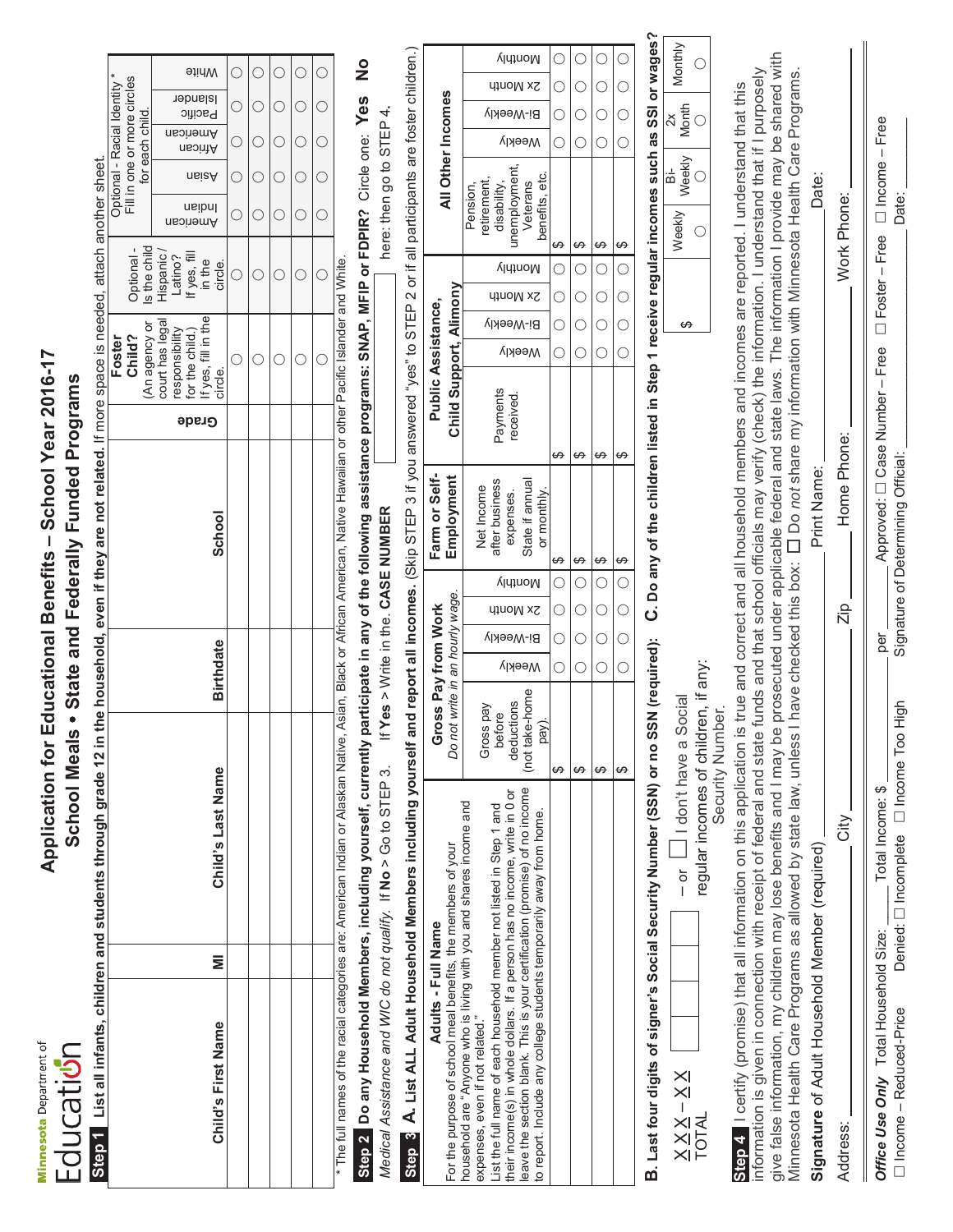Minnesota Department of Education

# Application for Educational Benefits – School Year 2016-17

## School Meals • State and Federally Funded Programs

**Step 1** **List all infants, children and students through grade 12 in the household, even if they are not related.** If more space is needed, attach another sheet.

| Child's First Name | MI | Child's Last Name | Birthdate | School | Grade | Foster Child? (An agency or court has legal responsibility for the child.) If yes, fill in the circle. | Optional - Is the child Hispanic / Latino? If yes, fill in the circle. | Optional - Racial Identity * Fill in one or more circles for each child. | | | | |
|---|---|---|---|---|---|---|---|---|---|---|---|---|
| | | | | | | | | American Indian | Asian | African American | Pacific Islander | White |
| | | | | | | ○ | ○ | ○ | ○ | ○ | ○ | ○ |
| | | | | | | ○ | ○ | ○ | ○ | ○ | ○ | ○ |
| | | | | | | ○ | ○ | ○ | ○ | ○ | ○ | ○ |
| | | | | | | ○ | ○ | ○ | ○ | ○ | ○ | ○ |
| | | | | | | ○ | ○ | ○ | ○ | ○ | ○ | ○ |

\* The full names of the racial categories are: American Indian or Alaskan Native, Asian, Black or African American, Native Hawaiian or other Pacific Islander and White.

**Step 2** **Do any Household Members, including yourself, currently participate in any of the following assistance programs: SNAP, MFIP or FDPIR?** Circle one: **Yes No**

*Medical Assistance and WIC do not qualify.* If **No** > Go to STEP 3. If **Yes** > Write in the. **CASE NUMBER** here: then go to STEP 4.

**Step 3** **A. List ALL Adult Household Members including yourself and report all incomes.** (Skip STEP 3 if you answered "yes" to STEP 2 or if all participants are foster children.)

| **Adults - Full Name** For the purpose of school meal benefits, the members of your household are "Anyone who is living with you and shares income and expenses, even if not related." List the full name of each household member not listed in Step 1 and their income(s) in whole dollars. If a person has no income, write in 0 or leave the section blank. This is your certification (promise) of no income to report. Include any college students temporarily away from home. | **Gross Pay from Work** *Do not write in an hourly wage.* | | | | | **Farm or Self-Employment** | **Public Assistance, Child Support, Alimony** | | | | | **All Other Incomes** | | | | |
|---|---|---|---|---|---|---|---|---|---|---|---|---|---|---|---|---|
| | Gross pay before deductions (not take-home pay). | Weekly | Bi-Weekly | 2x Month | Monthly | Net Income after business expenses. State if annual or monthly. | Payments received. | Weekly | Bi-Weekly | 2x Month | Monthly | Pension, retirement, disability, unemployment, Veterans benefits, etc. | Weekly | Bi-Weekly | 2x Month | Monthly |
| | $ | ○ | ○ | ○ | ○ | $ | $ | ○ | ○ | ○ | ○ | $ | ○ | ○ | ○ | ○ |
| | $ | ○ | ○ | ○ | ○ | $ | $ | ○ | ○ | ○ | ○ | $ | ○ | ○ | ○ | ○ |
| | $ | ○ | ○ | ○ | ○ | $ | $ | ○ | ○ | ○ | ○ | $ | ○ | ○ | ○ | ○ |
| | $ | ○ | ○ | ○ | ○ | $ | $ | ○ | ○ | ○ | ○ | $ | ○ | ○ | ○ | ○ |

**B. Last four digits of signer's Social Security Number (SSN) or no SSN (required):**

XXX – XX – _ _ _ _ – or ☐ I don't have a Social Security Number.

TOTAL regular incomes of children, if any:

**C. Do any of the children listed in Step 1 receive regular incomes such as SSI or wages?**

| $ | Weekly | Bi-Weekly | 2x Month | Monthly |
|---|---|---|---|---|
| | ○ | ○ | ○ | ○ |

**Step 4** I certify (promise) that all information on this application is true and correct and all household members and incomes are reported. I understand that this information is given in connection with receipt of federal and state funds and that school officials may verify (check) the information. I understand that if I purposely give false information, my children may lose benefits and I may be prosecuted under applicable federal and state laws. The information I provide may be shared with Minnesota Health Care Programs as allowed by state law, unless I have checked this box: ☐ Do *not* share my information with Minnesota Health Care Programs.

**Signature** of Adult Household Member (required) ____________ Print Name: ____________ Date: ____________

Address: ____________ City ____________ Zip ____________ Home Phone: ____________ Work Phone: ____________

***Office Use Only*** Total Household Size: ____ Total Income: $ ____ per ____ Approved: ☐ Case Number – Free ☐ Foster – Free ☐ Income – Free

☐ Income – Reduced-Price Denied: ☐ Incomplete ☐ Income Too High Signature of Determining Official: ____________ Date: ____________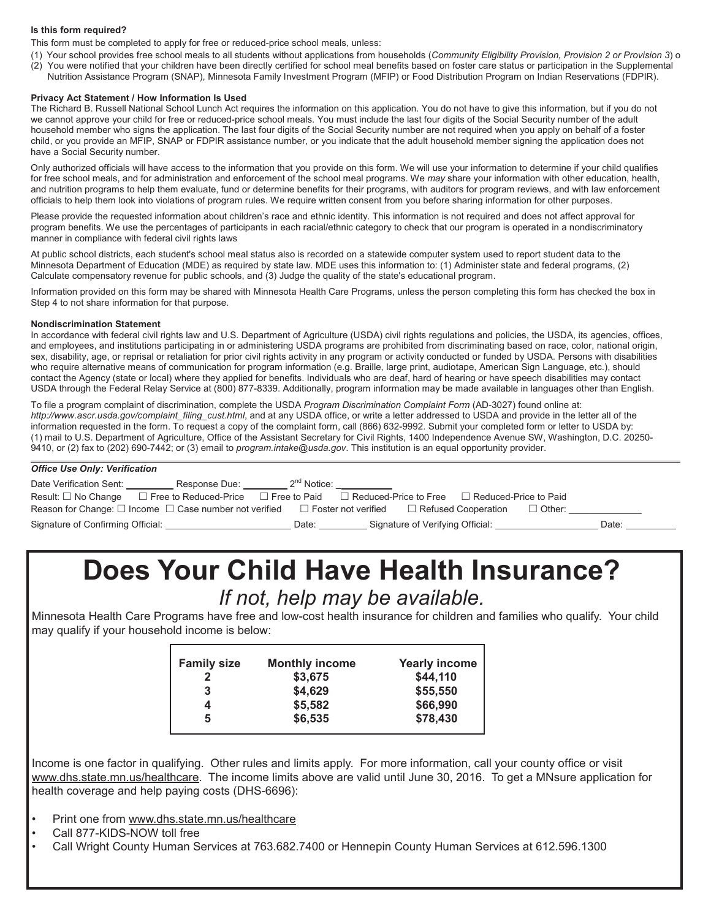**Is this form required?**

This form must be completed to apply for free or reduced-price school meals, unless:

(1) Your school provides free school meals to all students without applications from households (*Community Eligibility Provision, Provision 2 or Provision 3*) o
(2) You were notified that your children have been directly certified for school meal benefits based on foster care status or participation in the Supplemental Nutrition Assistance Program (SNAP), Minnesota Family Investment Program (MFIP) or Food Distribution Program on Indian Reservations (FDPIR).

**Privacy Act Statement / How Information Is Used**

The Richard B. Russell National School Lunch Act requires the information on this application. You do not have to give this information, but if you do not we cannot approve your child for free or reduced-price school meals. You must include the last four digits of the Social Security number of the adult household member who signs the application. The last four digits of the Social Security number are not required when you apply on behalf of a foster child, or you provide an MFIP, SNAP or FDPIR assistance number, or you indicate that the adult household member signing the application does not have a Social Security number.

Only authorized officials will have access to the information that you provide on this form. We will use your information to determine if your child qualifies for free school meals, and for administration and enforcement of the school meal programs. We *may* share your information with other education, health, and nutrition programs to help them evaluate, fund or determine benefits for their programs, with auditors for program reviews, and with law enforcement officials to help them look into violations of program rules. We require written consent from you before sharing information for other purposes.

Please provide the requested information about children's race and ethnic identity. This information is not required and does not affect approval for program benefits. We use the percentages of participants in each racial/ethnic category to check that our program is operated in a nondiscriminatory manner in compliance with federal civil rights laws

At public school districts, each student's school meal status also is recorded on a statewide computer system used to report student data to the Minnesota Department of Education (MDE) as required by state law. MDE uses this information to: (1) Administer state and federal programs, (2) Calculate compensatory revenue for public schools, and (3) Judge the quality of the state's educational program.

Information provided on this form may be shared with Minnesota Health Care Programs, unless the person completing this form has checked the box in Step 4 to not share information for that purpose.

**Nondiscrimination Statement**

In accordance with federal civil rights law and U.S. Department of Agriculture (USDA) civil rights regulations and policies, the USDA, its agencies, offices, and employees, and institutions participating in or administering USDA programs are prohibited from discriminating based on race, color, national origin, sex, disability, age, or reprisal or retaliation for prior civil rights activity in any program or activity conducted or funded by USDA. Persons with disabilities who require alternative means of communication for program information (e.g. Braille, large print, audiotape, American Sign Language, etc.), should contact the Agency (state or local) where they applied for benefits. Individuals who are deaf, hard of hearing or have speech disabilities may contact USDA through the Federal Relay Service at (800) 877-8339. Additionally, program information may be made available in languages other than English.

To file a program complaint of discrimination, complete the USDA *Program Discrimination Complaint Form* (AD-3027) found online at: *http://www.ascr.usda.gov/complaint_filing_cust.html*, and at any USDA office, or write a letter addressed to USDA and provide in the letter all of the information requested in the form. To request a copy of the complaint form, call (866) 632-9992. Submit your completed form or letter to USDA by: (1) mail to U.S. Department of Agriculture, Office of the Assistant Secretary for Civil Rights, 1400 Independence Avenue SW, Washington, D.C. 20250-9410, or (2) fax to (202) 690-7442; or (3) email to *program.intake@usda.gov*. This institution is an equal opportunity provider.

***Office Use Only: Verification***

Date Verification Sent: ________ Response Due: ________ 2nd Notice: ________

Result: ☐ No Change ☐ Free to Reduced-Price ☐ Free to Paid ☐ Reduced-Price to Free ☐ Reduced-Price to Paid

Reason for Change: ☐ Income ☐ Case number not verified ☐ Foster not verified ☐ Refused Cooperation ☐ Other: ________

Signature of Confirming Official: ________ Date: ________ Signature of Verifying Official: ________ Date: ________

# Does Your Child Have Health Insurance?

*If not, help may be available.*

Minnesota Health Care Programs have free and low-cost health insurance for children and families who qualify. Your child may qualify if your household income is below:

| Family size | Monthly income | Yearly income |
|---|---|---|
| 2 | $3,675 | $44,110 |
| 3 | $4,629 | $55,550 |
| 4 | $5,582 | $66,990 |
| 5 | $6,535 | $78,430 |

Income is one factor in qualifying. Other rules and limits apply. For more information, call your county office or visit www.dhs.state.mn.us/healthcare. The income limits above are valid until June 30, 2016. To get a MNsure application for health coverage and help paying costs (DHS-6696):

- Print one from www.dhs.state.mn.us/healthcare
- Call 877-KIDS-NOW toll free
- Call Wright County Human Services at 763.682.7400 or Hennepin County Human Services at 612.596.1300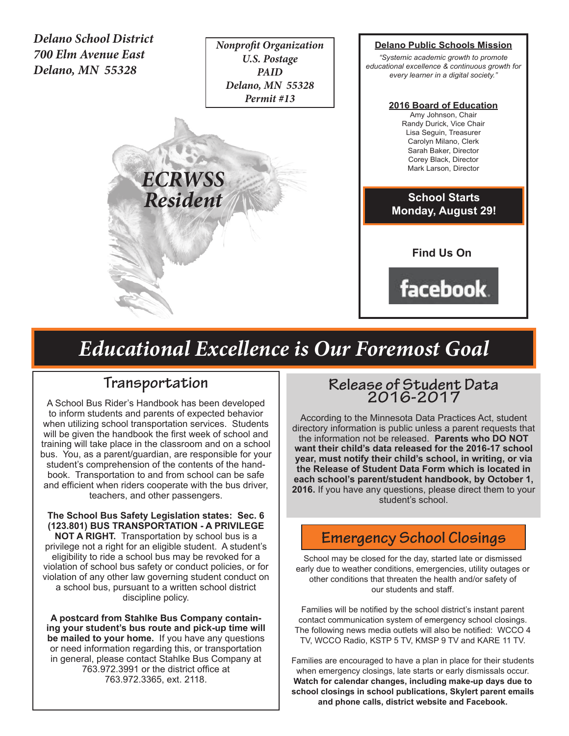*Delano School District*
*700 Elm Avenue East*
*Delano, MN 55328*

*Nonprofit Organization*
*U.S. Postage*
*PAID*
*Delano, MN 55328*
*Permit #13*

*ECRWSS*
*Resident*

**Delano Public Schools Mission**

*"Systemic academic growth to promote educational excellence & continuous growth for every learner in a digital society."*

**2016 Board of Education**

Amy Johnson, Chair
Randy Durick, Vice Chair
Lisa Seguin, Treasurer
Carolyn Milano, Clerk
Sarah Baker, Director
Corey Black, Director
Mark Larson, Director

**School Starts Monday, August 29!**

**Find Us On**

facebook

# *Educational Excellence is Our Foremost Goal*

## Transportation

A School Bus Rider's Handbook has been developed to inform students and parents of expected behavior when utilizing school transportation services. Students will be given the handbook the first week of school and training will take place in the classroom and on a school bus. You, as a parent/guardian, are responsible for your student's comprehension of the contents of the handbook. Transportation to and from school can be safe and efficient when riders cooperate with the bus driver, teachers, and other passengers.

**The School Bus Safety Legislation states: Sec. 6 (123.801) BUS TRANSPORTATION - A PRIVILEGE NOT A RIGHT.** Transportation by school bus is a privilege not a right for an eligible student. A student's eligibility to ride a school bus may be revoked for a violation of school bus safety or conduct policies, or for violation of any other law governing student conduct on a school bus, pursuant to a written school district discipline policy.

**A postcard from Stahlke Bus Company containing your student's bus route and pick-up time will be mailed to your home.** If you have any questions or need information regarding this, or transportation in general, please contact Stahlke Bus Company at 763.972.3991 or the district office at 763.972.3365, ext. 2118.

## Release of Student Data 2016-2017

According to the Minnesota Data Practices Act, student directory information is public unless a parent requests that the information not be released. **Parents who DO NOT want their child's data released for the 2016-17 school year, must notify their child's school, in writing, or via the Release of Student Data Form which is located in each school's parent/student handbook, by October 1, 2016.** If you have any questions, please direct them to your student's school.

## Emergency School Closings

School may be closed for the day, started late or dismissed early due to weather conditions, emergencies, utility outages or other conditions that threaten the health and/or safety of our students and staff.

Families will be notified by the school district's instant parent contact communication system of emergency school closings. The following news media outlets will also be notified: WCCO 4 TV, WCCO Radio, KSTP 5 TV, KMSP 9 TV and KARE 11 TV.

Families are encouraged to have a plan in place for their students when emergency closings, late starts or early dismissals occur. **Watch for calendar changes, including make-up days due to school closings in school publications, Skylert parent emails and phone calls, district website and Facebook.**